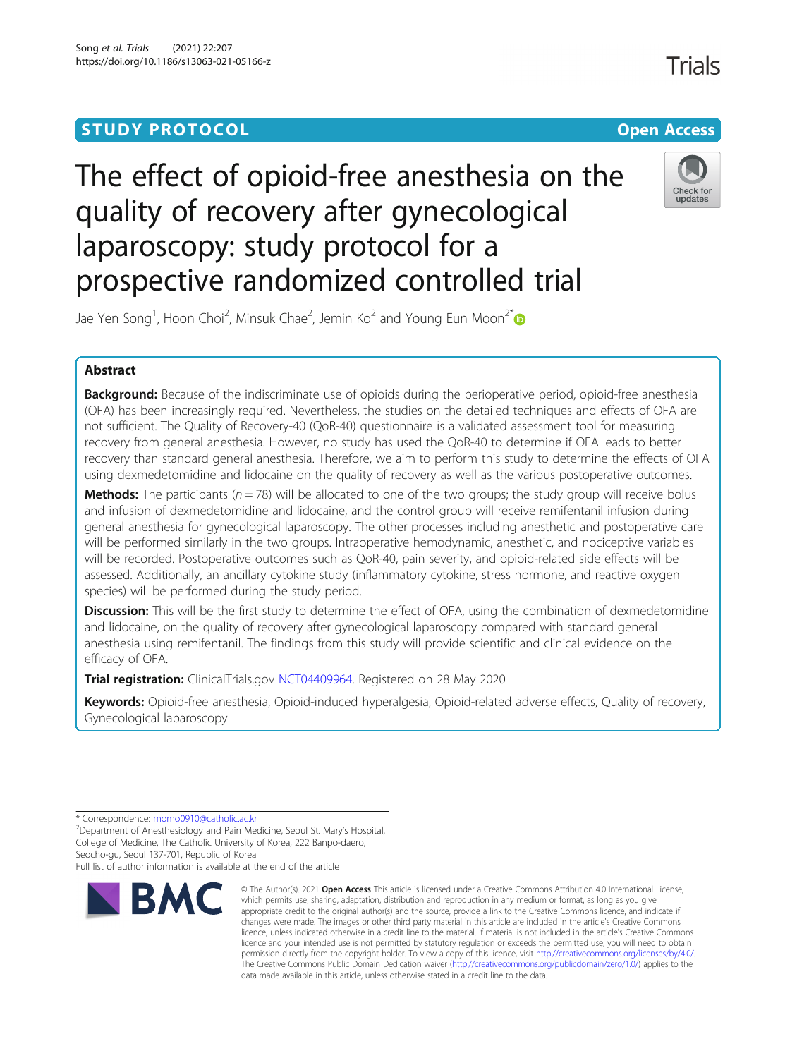STUDY PROTOCOL

Open Access

# The effect of opioid-free anesthesia on the quality of recovery after gynecological laparoscopy: study protocol for a prospective randomized controlled trial

Jae Yen Song[1], Hoon Choi[2], Minsuk Chae[2], Jemin Ko[2] and Young Eun Moon[2*]

## Abstract

**Background:** Because of the indiscriminate use of opioids during the perioperative period, opioid-free anesthesia (OFA) has been increasingly required. Nevertheless, the studies on the detailed techniques and effects of OFA are not sufficient. The Quality of Recovery-40 (QoR-40) questionnaire is a validated assessment tool for measuring recovery from general anesthesia. However, no study has used the QoR-40 to determine if OFA leads to better recovery than standard general anesthesia. Therefore, we aim to perform this study to determine the effects of OFA using dexmedetomidine and lidocaine on the quality of recovery as well as the various postoperative outcomes.

**Methods:** The participants ($n = 78$) will be allocated to one of the two groups; the study group will receive bolus and infusion of dexmedetomidine and lidocaine, and the control group will receive remifentanil infusion during general anesthesia for gynecological laparoscopy. The other processes including anesthetic and postoperative care will be performed similarly in the two groups. Intraoperative hemodynamic, anesthetic, and nociceptive variables will be recorded. Postoperative outcomes such as QoR-40, pain severity, and opioid-related side effects will be assessed. Additionally, an ancillary cytokine study (inflammatory cytokine, stress hormone, and reactive oxygen species) will be performed during the study period.

**Discussion:** This will be the first study to determine the effect of OFA, using the combination of dexmedetomidine and lidocaine, on the quality of recovery after gynecological laparoscopy compared with standard general anesthesia using remifentanil. The findings from this study will provide scientific and clinical evidence on the efficacy of OFA.

**Trial registration:** ClinicalTrials.gov NCT04409964. Registered on 28 May 2020

**Keywords:** Opioid-free anesthesia, Opioid-induced hyperalgesia, Opioid-related adverse effects, Quality of recovery, Gynecological laparoscopy

---

\* Correspondence: momo0910@catholic.ac.kr

[2]Department of Anesthesiology and Pain Medicine, Seoul St. Mary's Hospital, College of Medicine, The Catholic University of Korea, 222 Banpo-daero, Seocho-gu, Seoul 137-701, Republic of Korea

Full list of author information is available at the end of the article

© The Author(s). 2021 **Open Access** This article is licensed under a Creative Commons Attribution 4.0 International License, which permits use, sharing, adaptation, distribution and reproduction in any medium or format, as long as you give appropriate credit to the original author(s) and the source, provide a link to the Creative Commons licence, and indicate if changes were made. The images or other third party material in this article are included in the article's Creative Commons licence, unless indicated otherwise in a credit line to the material. If material is not included in the article's Creative Commons licence and your intended use is not permitted by statutory regulation or exceeds the permitted use, you will need to obtain permission directly from the copyright holder. To view a copy of this licence, visit http://creativecommons.org/licenses/by/4.0/. The Creative Commons Public Domain Dedication waiver (http://creativecommons.org/publicdomain/zero/1.0/) applies to the data made available in this article, unless otherwise stated in a credit line to the data.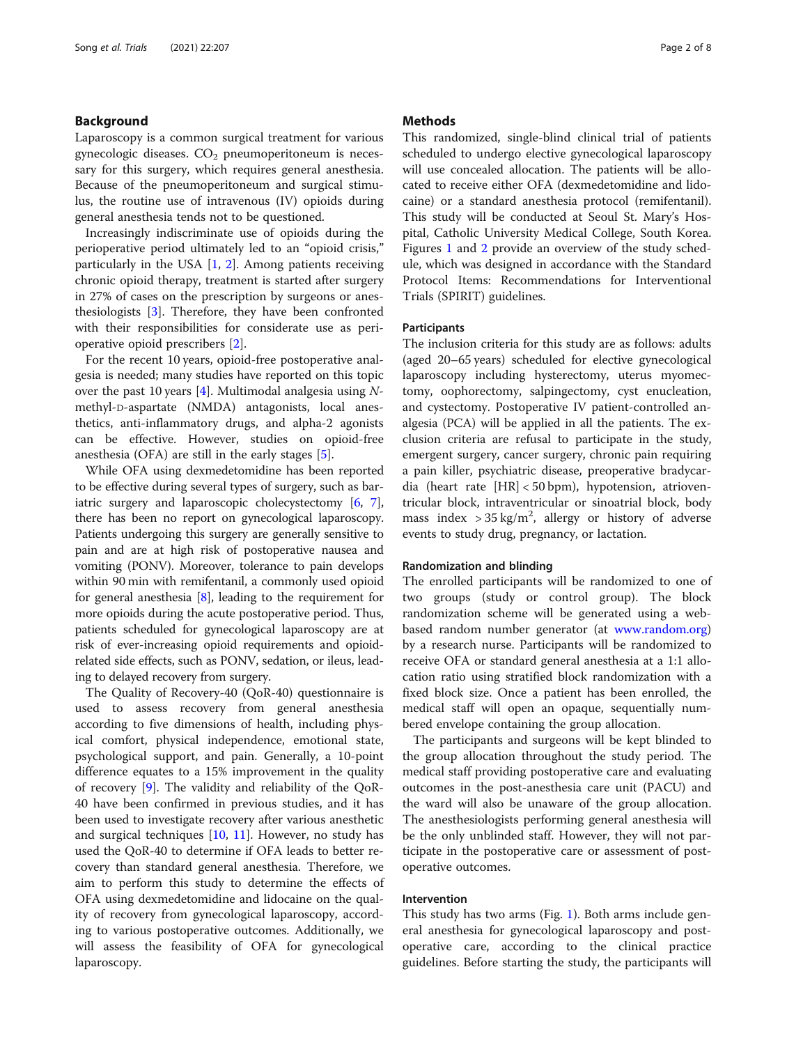## Background

Laparoscopy is a common surgical treatment for various gynecologic diseases. $CO_2$ pneumoperitoneum is necessary for this surgery, which requires general anesthesia. Because of the pneumoperitoneum and surgical stimulus, the routine use of intravenous (IV) opioids during general anesthesia tends not to be questioned.

Increasingly indiscriminate use of opioids during the perioperative period ultimately led to an "opioid crisis," particularly in the USA [1, 2]. Among patients receiving chronic opioid therapy, treatment is started after surgery in 27% of cases on the prescription by surgeons or anesthesiologists [3]. Therefore, they have been confronted with their responsibilities for considerate use as perioperative opioid prescribers [2].

For the recent 10 years, opioid-free postoperative analgesia is needed; many studies have reported on this topic over the past 10 years [4]. Multimodal analgesia using *N*-methyl-D-aspartate (NMDA) antagonists, local anesthetics, anti-inflammatory drugs, and alpha-2 agonists can be effective. However, studies on opioid-free anesthesia (OFA) are still in the early stages [5].

While OFA using dexmedetomidine has been reported to be effective during several types of surgery, such as bariatric surgery and laparoscopic cholecystectomy [6, 7], there has been no report on gynecological laparoscopy. Patients undergoing this surgery are generally sensitive to pain and are at high risk of postoperative nausea and vomiting (PONV). Moreover, tolerance to pain develops within 90 min with remifentanil, a commonly used opioid for general anesthesia [8], leading to the requirement for more opioids during the acute postoperative period. Thus, patients scheduled for gynecological laparoscopy are at risk of ever-increasing opioid requirements and opioid-related side effects, such as PONV, sedation, or ileus, leading to delayed recovery from surgery.

The Quality of Recovery-40 (QoR-40) questionnaire is used to assess recovery from general anesthesia according to five dimensions of health, including physical comfort, physical independence, emotional state, psychological support, and pain. Generally, a 10-point difference equates to a 15% improvement in the quality of recovery [9]. The validity and reliability of the QoR-40 have been confirmed in previous studies, and it has been used to investigate recovery after various anesthetic and surgical techniques [10, 11]. However, no study has used the QoR-40 to determine if OFA leads to better recovery than standard general anesthesia. Therefore, we aim to perform this study to determine the effects of OFA using dexmedetomidine and lidocaine on the quality of recovery from gynecological laparoscopy, according to various postoperative outcomes. Additionally, we will assess the feasibility of OFA for gynecological laparoscopy.

## Methods

This randomized, single-blind clinical trial of patients scheduled to undergo elective gynecological laparoscopy will use concealed allocation. The patients will be allocated to receive either OFA (dexmedetomidine and lidocaine) or a standard anesthesia protocol (remifentanil). This study will be conducted at Seoul St. Mary's Hospital, Catholic University Medical College, South Korea. Figures 1 and 2 provide an overview of the study schedule, which was designed in accordance with the Standard Protocol Items: Recommendations for Interventional Trials (SPIRIT) guidelines.

### Participants

The inclusion criteria for this study are as follows: adults (aged 20–65 years) scheduled for elective gynecological laparoscopy including hysterectomy, uterus myomectomy, oophorectomy, salpingectomy, cyst enucleation, and cystectomy. Postoperative IV patient-controlled analgesia (PCA) will be applied in all the patients. The exclusion criteria are refusal to participate in the study, emergent surgery, cancer surgery, chronic pain requiring a pain killer, psychiatric disease, preoperative bradycardia (heart rate [HR] < 50 bpm), hypotension, atrioventricular block, intraventricular or sinoatrial block, body mass index > 35 kg/m$^2$, allergy or history of adverse events to study drug, pregnancy, or lactation.

### Randomization and blinding

The enrolled participants will be randomized to one of two groups (study or control group). The block randomization scheme will be generated using a web-based random number generator (at www.random.org) by a research nurse. Participants will be randomized to receive OFA or standard general anesthesia at a 1:1 allocation ratio using stratified block randomization with a fixed block size. Once a patient has been enrolled, the medical staff will open an opaque, sequentially numbered envelope containing the group allocation.

The participants and surgeons will be kept blinded to the group allocation throughout the study period. The medical staff providing postoperative care and evaluating outcomes in the post-anesthesia care unit (PACU) and the ward will also be unaware of the group allocation. The anesthesiologists performing general anesthesia will be the only unblinded staff. However, they will not participate in the postoperative care or assessment of postoperative outcomes.

### Intervention

This study has two arms (Fig. 1). Both arms include general anesthesia for gynecological laparoscopy and postoperative care, according to the clinical practice guidelines. Before starting the study, the participants will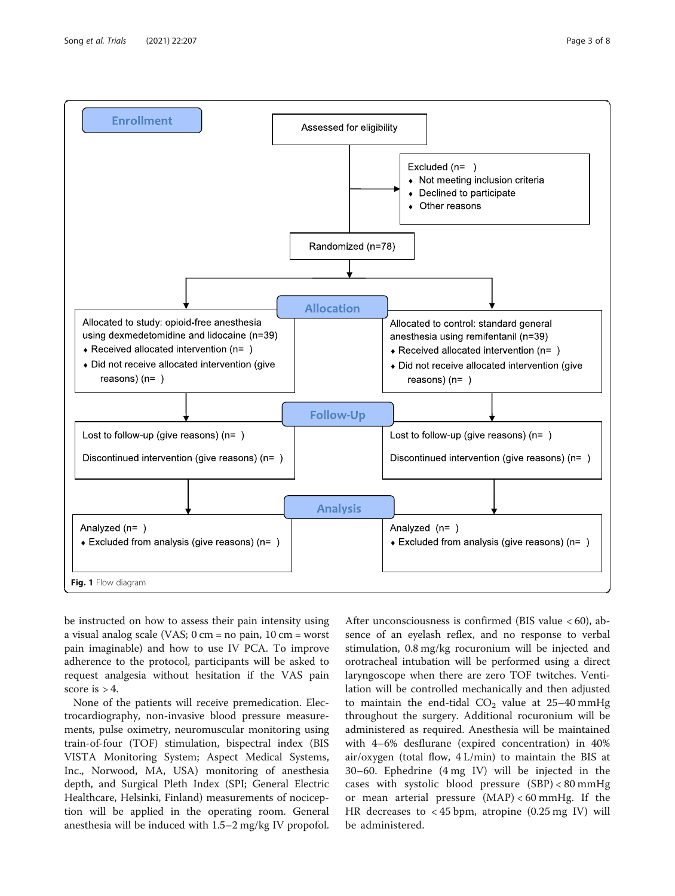Enrollment

Assessed for eligibility

Excluded (n= )
- Not meeting inclusion criteria
- Declined to participate
- Other reasons

Randomized (n=78)

Allocation

Allocated to study: opioid-free anesthesia using dexmedetomidine and lidocaine (n=39)
- Received allocated intervention (n= )
- Did not receive allocated intervention (give reasons) (n= )

Allocated to control: standard general anesthesia using remifentanil (n=39)
- Received allocated intervention (n= )
- Did not receive allocated intervention (give reasons) (n= )

Follow-Up

Lost to follow-up (give reasons) (n= )

Discontinued intervention (give reasons) (n= )

Lost to follow-up (give reasons) (n= )

Discontinued intervention (give reasons) (n= )

Analysis

Analyzed (n= )
- Excluded from analysis (give reasons) (n= )

Analyzed (n= )
- Excluded from analysis (give reasons) (n= )

**Fig. 1** Flow diagram

be instructed on how to assess their pain intensity using a visual analog scale (VAS; 0 cm = no pain, 10 cm = worst pain imaginable) and how to use IV PCA. To improve adherence to the protocol, participants will be asked to request analgesia without hesitation if the VAS pain score is > 4.

None of the patients will receive premedication. Electrocardiography, non-invasive blood pressure measurements, pulse oximetry, neuromuscular monitoring using train-of-four (TOF) stimulation, bispectral index (BIS VISTA Monitoring System; Aspect Medical Systems, Inc., Norwood, MA, USA) monitoring of anesthesia depth, and Surgical Pleth Index (SPI; General Electric Healthcare, Helsinki, Finland) measurements of nociception will be applied in the operating room. General anesthesia will be induced with 1.5–2 mg/kg IV propofol. After unconsciousness is confirmed (BIS value < 60), absence of an eyelash reflex, and no response to verbal stimulation, 0.8 mg/kg rocuronium will be injected and orotracheal intubation will be performed using a direct laryngoscope when there are zero TOF twitches. Ventilation will be controlled mechanically and then adjusted to maintain the end-tidal $CO_2$ value at 25–40 mmHg throughout the surgery. Additional rocuronium will be administered as required. Anesthesia will be maintained with 4–6% desflurane (expired concentration) in 40% air/oxygen (total flow, 4 L/min) to maintain the BIS at 30–60. Ephedrine (4 mg IV) will be injected in the cases with systolic blood pressure (SBP) < 80 mmHg or mean arterial pressure (MAP) < 60 mmHg. If the HR decreases to < 45 bpm, atropine (0.25 mg IV) will be administered.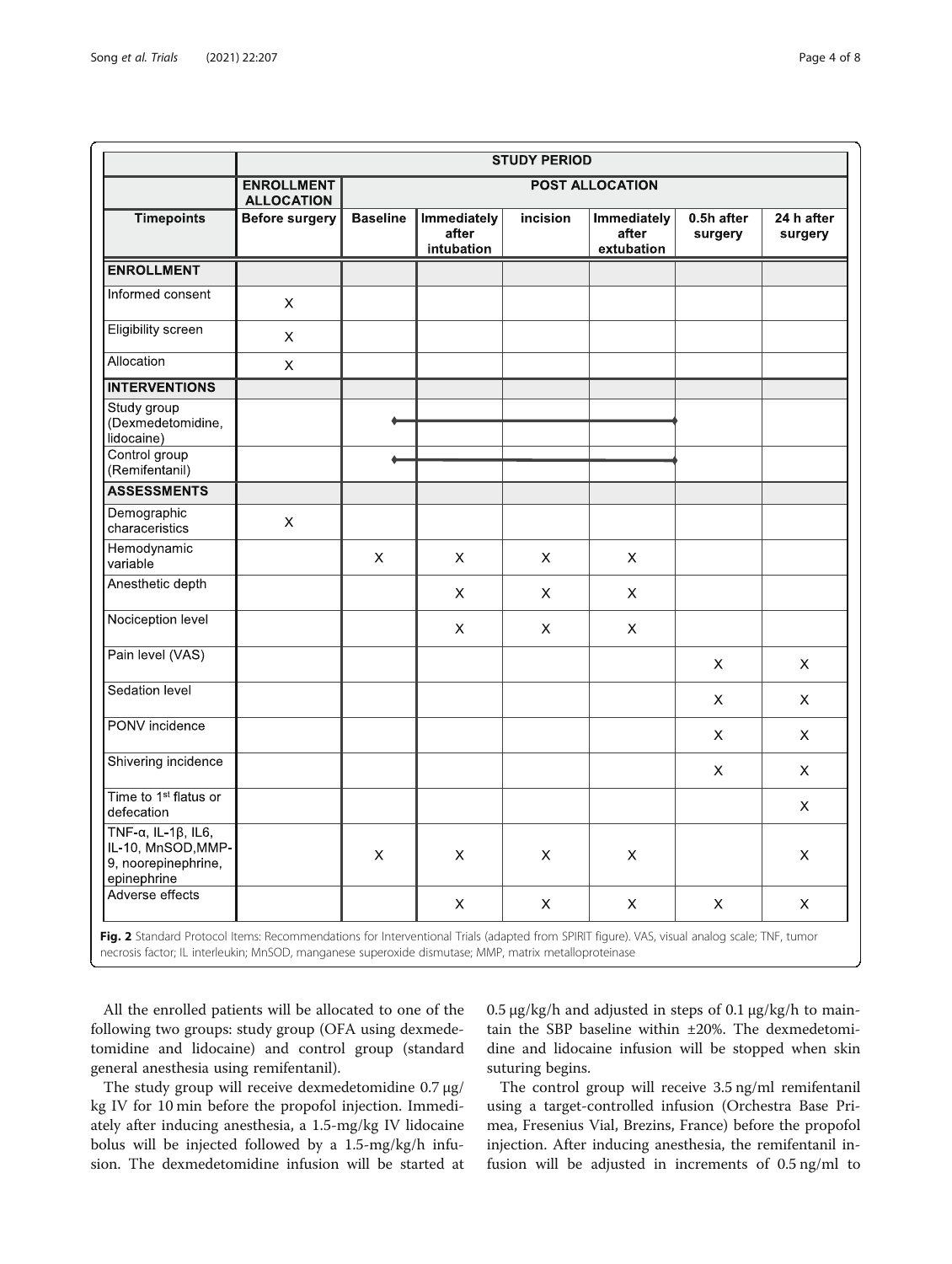| | STUDY PERIOD | | | | | | |
|---|---|---|---|---|---|---|---|
| | ENROLLMENT ALLOCATION | POST ALLOCATION | | | | | |
| Timepoints | Before surgery | Baseline | Immediately after intubation | incision | Immediately after extubation | 0.5h after surgery | 24 h after surgery |
| **ENROLLMENT** | | | | | | | |
| Informed consent | X | | | | | | |
| Eligibility screen | X | | | | | | |
| Allocation | X | | | | | | |
| **INTERVENTIONS** | | | | | | | |
| Study group (Dexmedetomidine, lidocaine) | | ◆———— | ———— | ———— | ————◆ | | |
| Control group (Remifentanil) | | ◆———— | ———— | ———— | ————◆ | | |
| **ASSESSMENTS** | | | | | | | |
| Demographic characeristics | X | | | | | | |
| Hemodynamic variable | | X | X | X | X | | |
| Anesthetic depth | | | X | X | X | | |
| Nociception level | | | X | X | X | | |
| Pain level (VAS) | | | | | | X | X |
| Sedation level | | | | | | X | X |
| PONV incidence | | | | | | X | X |
| Shivering incidence | | | | | | X | X |
| Time to 1st flatus or defecation | | | | | | | X |
| TNF-α, IL-1β, IL6, IL-10, MnSOD, MMP-9, noorepinephrine, epinephrine | | X | X | X | X | | X |
| Adverse effects | | | X | X | X | X | X |

**Fig. 2** Standard Protocol Items: Recommendations for Interventional Trials (adapted from SPIRIT figure). VAS, visual analog scale; TNF, tumor necrosis factor; IL interleukin; MnSOD, manganese superoxide dismutase; MMP, matrix metalloproteinase

All the enrolled patients will be allocated to one of the following two groups: study group (OFA using dexmedetomidine and lidocaine) and control group (standard general anesthesia using remifentanil).

The study group will receive dexmedetomidine 0.7 μg/kg IV for 10 min before the propofol injection. Immediately after inducing anesthesia, a 1.5-mg/kg IV lidocaine bolus will be injected followed by a 1.5-mg/kg/h infusion. The dexmedetomidine infusion will be started at 0.5 μg/kg/h and adjusted in steps of 0.1 μg/kg/h to maintain the SBP baseline within ±20%. The dexmedetomidine and lidocaine infusion will be stopped when skin suturing begins.

The control group will receive 3.5 ng/ml remifentanil using a target-controlled infusion (Orchestra Base Primea, Fresenius Vial, Brezins, France) before the propofol injection. After inducing anesthesia, the remifentanil infusion will be adjusted in increments of 0.5 ng/ml to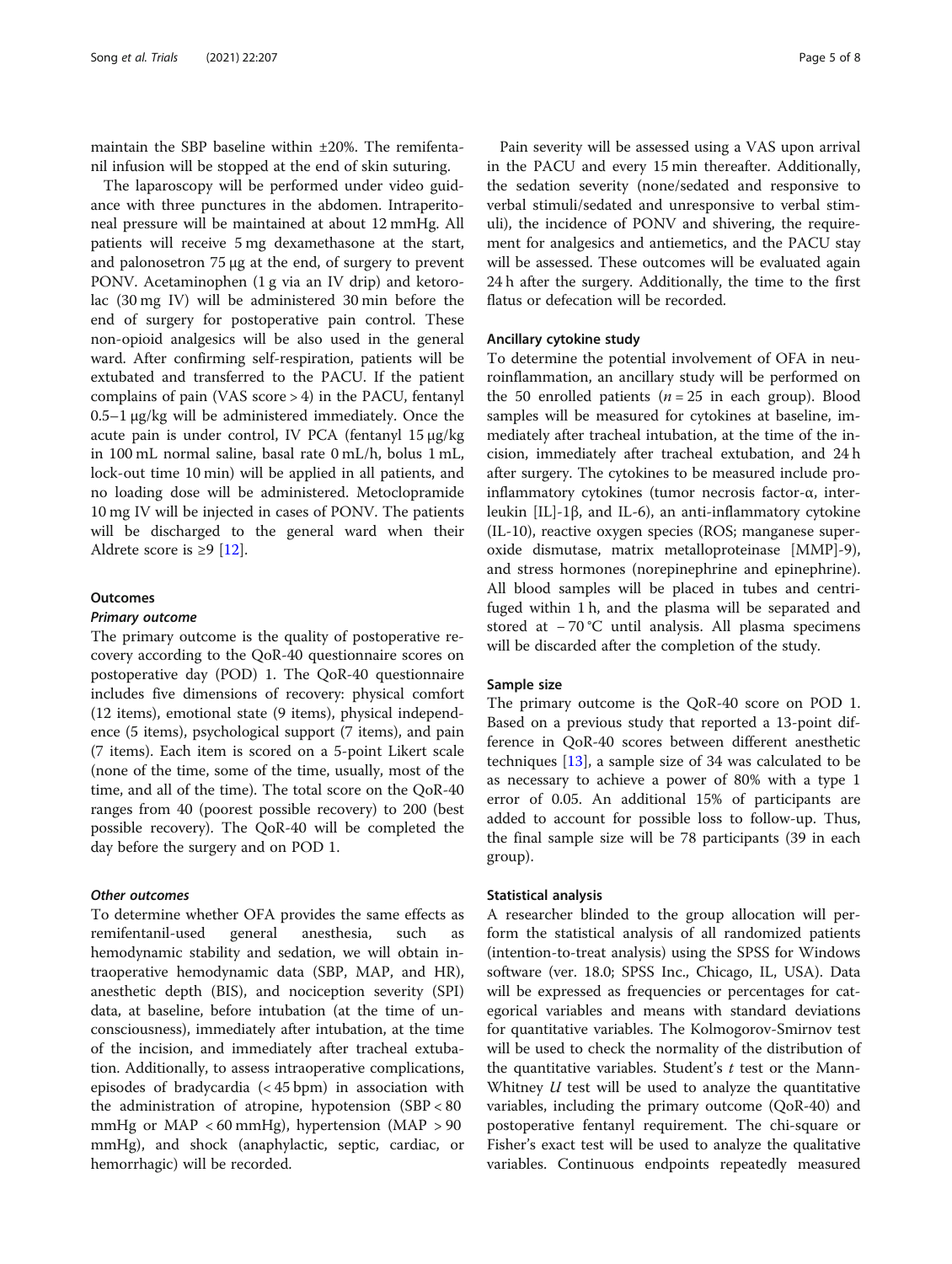maintain the SBP baseline within ±20%. The remifentanil infusion will be stopped at the end of skin suturing.

The laparoscopy will be performed under video guidance with three punctures in the abdomen. Intraperitoneal pressure will be maintained at about 12 mmHg. All patients will receive 5 mg dexamethasone at the start, and palonosetron 75 μg at the end, of surgery to prevent PONV. Acetaminophen (1 g via an IV drip) and ketorolac (30 mg IV) will be administered 30 min before the end of surgery for postoperative pain control. These non-opioid analgesics will be also used in the general ward. After confirming self-respiration, patients will be extubated and transferred to the PACU. If the patient complains of pain (VAS score > 4) in the PACU, fentanyl 0.5–1 μg/kg will be administered immediately. Once the acute pain is under control, IV PCA (fentanyl 15 μg/kg in 100 mL normal saline, basal rate 0 mL/h, bolus 1 mL, lock-out time 10 min) will be applied in all patients, and no loading dose will be administered. Metoclopramide 10 mg IV will be injected in cases of PONV. The patients will be discharged to the general ward when their Aldrete score is ≥9 [12].

## Outcomes

### *Primary outcome*

The primary outcome is the quality of postoperative recovery according to the QoR-40 questionnaire scores on postoperative day (POD) 1. The QoR-40 questionnaire includes five dimensions of recovery: physical comfort (12 items), emotional state (9 items), physical independence (5 items), psychological support (7 items), and pain (7 items). Each item is scored on a 5-point Likert scale (none of the time, some of the time, usually, most of the time, and all of the time). The total score on the QoR-40 ranges from 40 (poorest possible recovery) to 200 (best possible recovery). The QoR-40 will be completed the day before the surgery and on POD 1.

### *Other outcomes*

To determine whether OFA provides the same effects as remifentanil-used general anesthesia, such as hemodynamic stability and sedation, we will obtain intraoperative hemodynamic data (SBP, MAP, and HR), anesthetic depth (BIS), and nociception severity (SPI) data, at baseline, before intubation (at the time of unconsciousness), immediately after intubation, at the time of the incision, and immediately after tracheal extubation. Additionally, to assess intraoperative complications, episodes of bradycardia (< 45 bpm) in association with the administration of atropine, hypotension (SBP < 80 mmHg or MAP < 60 mmHg), hypertension (MAP > 90 mmHg), and shock (anaphylactic, septic, cardiac, or hemorrhagic) will be recorded.

Pain severity will be assessed using a VAS upon arrival in the PACU and every 15 min thereafter. Additionally, the sedation severity (none/sedated and responsive to verbal stimuli/sedated and unresponsive to verbal stimuli), the incidence of PONV and shivering, the requirement for analgesics and antiemetics, and the PACU stay will be assessed. These outcomes will be evaluated again 24 h after the surgery. Additionally, the time to the first flatus or defecation will be recorded.

## Ancillary cytokine study

To determine the potential involvement of OFA in neuroinflammation, an ancillary study will be performed on the 50 enrolled patients ($n = 25$ in each group). Blood samples will be measured for cytokines at baseline, immediately after tracheal intubation, at the time of the incision, immediately after tracheal extubation, and 24 h after surgery. The cytokines to be measured include pro-inflammatory cytokines (tumor necrosis factor-α, interleukin [IL]-1β, and IL-6), an anti-inflammatory cytokine (IL-10), reactive oxygen species (ROS; manganese superoxide dismutase, matrix metalloproteinase [MMP]-9), and stress hormones (norepinephrine and epinephrine). All blood samples will be placed in tubes and centrifuged within 1 h, and the plasma will be separated and stored at − 70 °C until analysis. All plasma specimens will be discarded after the completion of the study.

## Sample size

The primary outcome is the QoR-40 score on POD 1. Based on a previous study that reported a 13-point difference in QoR-40 scores between different anesthetic techniques [13], a sample size of 34 was calculated to be as necessary to achieve a power of 80% with a type 1 error of 0.05. An additional 15% of participants are added to account for possible loss to follow-up. Thus, the final sample size will be 78 participants (39 in each group).

## Statistical analysis

A researcher blinded to the group allocation will perform the statistical analysis of all randomized patients (intention-to-treat analysis) using the SPSS for Windows software (ver. 18.0; SPSS Inc., Chicago, IL, USA). Data will be expressed as frequencies or percentages for categorical variables and means with standard deviations for quantitative variables. The Kolmogorov-Smirnov test will be used to check the normality of the distribution of the quantitative variables. Student's $t$ test or the Mann-Whitney $U$ test will be used to analyze the quantitative variables, including the primary outcome (QoR-40) and postoperative fentanyl requirement. The chi-square or Fisher's exact test will be used to analyze the qualitative variables. Continuous endpoints repeatedly measured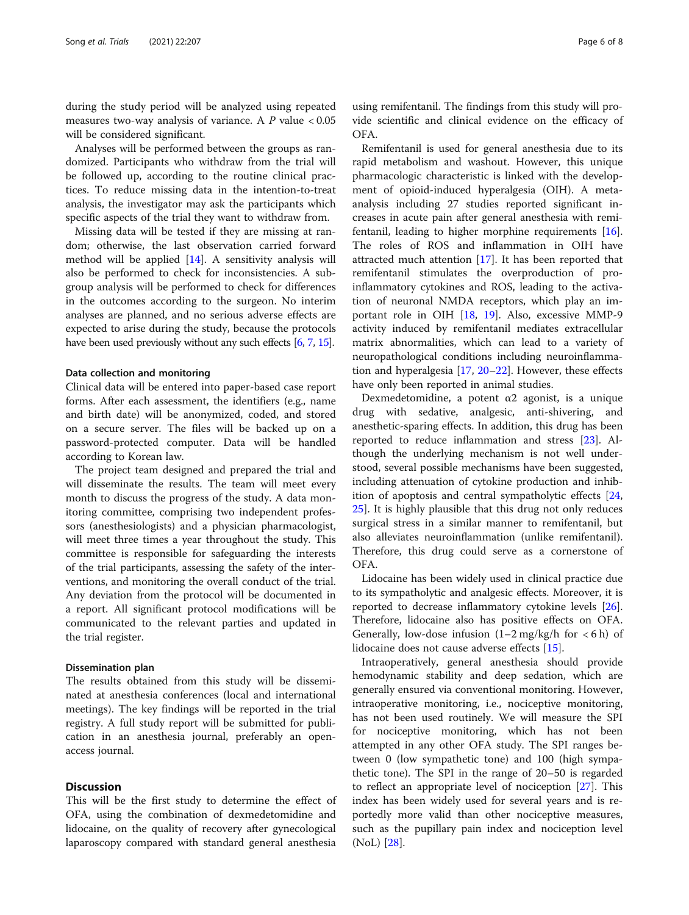during the study period will be analyzed using repeated measures two-way analysis of variance. A $P$ value < 0.05 will be considered significant.

Analyses will be performed between the groups as randomized. Participants who withdraw from the trial will be followed up, according to the routine clinical practices. To reduce missing data in the intention-to-treat analysis, the investigator may ask the participants which specific aspects of the trial they want to withdraw from.

Missing data will be tested if they are missing at random; otherwise, the last observation carried forward method will be applied [14]. A sensitivity analysis will also be performed to check for inconsistencies. A subgroup analysis will be performed to check for differences in the outcomes according to the surgeon. No interim analyses are planned, and no serious adverse effects are expected to arise during the study, because the protocols have been used previously without any such effects [6, 7, 15].

#### Data collection and monitoring

Clinical data will be entered into paper-based case report forms. After each assessment, the identifiers (e.g., name and birth date) will be anonymized, coded, and stored on a secure server. The files will be backed up on a password-protected computer. Data will be handled according to Korean law.

The project team designed and prepared the trial and will disseminate the results. The team will meet every month to discuss the progress of the study. A data monitoring committee, comprising two independent professors (anesthesiologists) and a physician pharmacologist, will meet three times a year throughout the study. This committee is responsible for safeguarding the interests of the trial participants, assessing the safety of the interventions, and monitoring the overall conduct of the trial. Any deviation from the protocol will be documented in a report. All significant protocol modifications will be communicated to the relevant parties and updated in the trial register.

#### Dissemination plan

The results obtained from this study will be disseminated at anesthesia conferences (local and international meetings). The key findings will be reported in the trial registry. A full study report will be submitted for publication in an anesthesia journal, preferably an open-access journal.

## Discussion

This will be the first study to determine the effect of OFA, using the combination of dexmedetomidine and lidocaine, on the quality of recovery after gynecological laparoscopy compared with standard general anesthesia using remifentanil. The findings from this study will provide scientific and clinical evidence on the efficacy of OFA.

Remifentanil is used for general anesthesia due to its rapid metabolism and washout. However, this unique pharmacologic characteristic is linked with the development of opioid-induced hyperalgesia (OIH). A meta-analysis including 27 studies reported significant increases in acute pain after general anesthesia with remifentanil, leading to higher morphine requirements [16]. The roles of ROS and inflammation in OIH have attracted much attention [17]. It has been reported that remifentanil stimulates the overproduction of pro-inflammatory cytokines and ROS, leading to the activation of neuronal NMDA receptors, which play an important role in OIH [18, 19]. Also, excessive MMP-9 activity induced by remifentanil mediates extracellular matrix abnormalities, which can lead to a variety of neuropathological conditions including neuroinflammation and hyperalgesia [17, 20–22]. However, these effects have only been reported in animal studies.

Dexmedetomidine, a potent $\alpha 2$ agonist, is a unique drug with sedative, analgesic, anti-shivering, and anesthetic-sparing effects. In addition, this drug has been reported to reduce inflammation and stress [23]. Although the underlying mechanism is not well understood, several possible mechanisms have been suggested, including attenuation of cytokine production and inhibition of apoptosis and central sympatholytic effects [24, 25]. It is highly plausible that this drug not only reduces surgical stress in a similar manner to remifentanil, but also alleviates neuroinflammation (unlike remifentanil). Therefore, this drug could serve as a cornerstone of OFA.

Lidocaine has been widely used in clinical practice due to its sympatholytic and analgesic effects. Moreover, it is reported to decrease inflammatory cytokine levels [26]. Therefore, lidocaine also has positive effects on OFA. Generally, low-dose infusion (1–2 mg/kg/h for < 6 h) of lidocaine does not cause adverse effects [15].

Intraoperatively, general anesthesia should provide hemodynamic stability and deep sedation, which are generally ensured via conventional monitoring. However, intraoperative monitoring, i.e., nociceptive monitoring, has not been used routinely. We will measure the SPI for nociceptive monitoring, which has not been attempted in any other OFA study. The SPI ranges between 0 (low sympathetic tone) and 100 (high sympathetic tone). The SPI in the range of 20–50 is regarded to reflect an appropriate level of nociception [27]. This index has been widely used for several years and is reportedly more valid than other nociceptive measures, such as the pupillary pain index and nociception level (NoL) [28].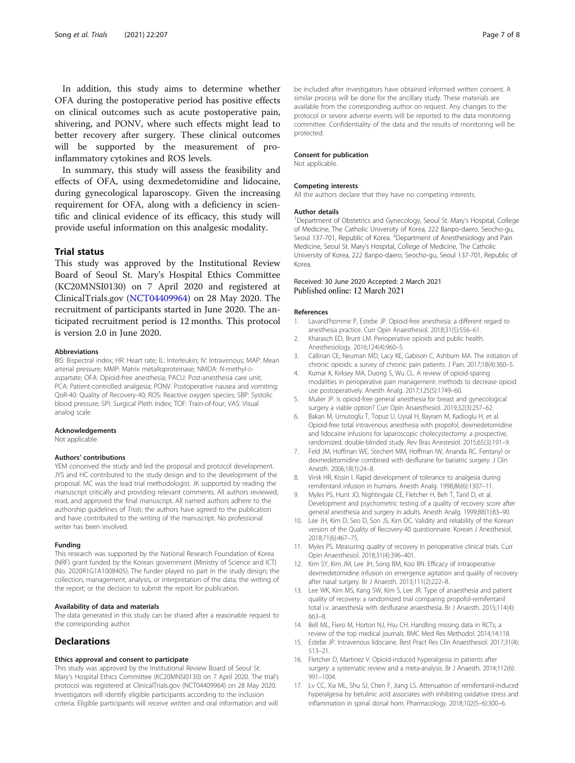In addition, this study aims to determine whether OFA during the postoperative period has positive effects on clinical outcomes such as acute postoperative pain, shivering, and PONV, where such effects might lead to better recovery after surgery. These clinical outcomes will be supported by the measurement of pro-inflammatory cytokines and ROS levels.

In summary, this study will assess the feasibility and effects of OFA, using dexmedetomidine and lidocaine, during gynecological laparoscopy. Given the increasing requirement for OFA, along with a deficiency in scientific and clinical evidence of its efficacy, this study will provide useful information on this analgesic modality.

## Trial status

This study was approved by the Institutional Review Board of Seoul St. Mary's Hospital Ethics Committee (KC20MNSI0130) on 7 April 2020 and registered at ClinicalTrials.gov (NCT04409964) on 28 May 2020. The recruitment of participants started in June 2020. The anticipated recruitment period is 12 months. This protocol is version 2.0 in June 2020.

#### Abbreviations

BIS: Bispectral index; HR: Heart rate; IL: Interleukin; IV: Intravenous; MAP: Mean arterial pressure; MMP: Matrix metalloproteinase; NMDA: *N*-methyl-D-aspartate; OFA: Opioid-free anesthesia; PACU: Post-anesthesia care unit; PCA: Patient-controlled analgesia; PONV: Postoperative nausea and vomiting; QoR-40: Quality of Recovery-40; ROS: Reactive oxygen species; SBP: Systolic blood pressure; SPI: Surgical Pleth Index; TOF: Train-of-four; VAS: Visual analog scale

#### Acknowledgements

Not applicable.

#### Authors' contributions

YEM conceived the study and led the proposal and protocol development. JYS and HC contributed to the study design and to the development of the proposal. MC was the lead trial methodologist. JK supported by reading the manuscript critically and providing relevant comments. All authors reviewed, read, and approved the final manuscript. All named authors adhere to the authorship guidelines of *Trials*; the authors have agreed to the publication and have contributed to the writing of the manuscript. No professional writer has been involved.

#### Funding

This research was supported by the National Research Foundation of Korea (NRF) grant funded by the Korean government (Ministry of Science and ICT) (No. 2020R1G1A1008405). The funder played no part in the study design; the collection, management, analysis, or interpretation of the data; the writing of the report; or the decision to submit the report for publication.

#### Availability of data and materials

The data generated in this study can be shared after a reasonable request to the corresponding author.

## Declarations

#### Ethics approval and consent to participate

This study was approved by the Institutional Review Board of Seoul St. Mary's Hospital Ethics Committee (KC20MNSI0130) on 7 April 2020. The trial's protocol was registered at ClinicalTrials.gov (NCT04409964) on 28 May 2020. Investigators will identify eligible participants according to the inclusion criteria. Eligible participants will receive written and oral information and will be included after investigators have obtained informed written consent. A similar process will be done for the ancillary study. These materials are available from the corresponding author on request. Any changes to the protocol or severe adverse events will be reported to the data monitoring committee. Confidentiality of the data and the results of monitoring will be protected.

#### Consent for publication

Not applicable.

#### Competing interests

All the authors declare that they have no competing interests.

#### Author details

[1]Department of Obstetrics and Gynecology, Seoul St. Mary's Hospital, College of Medicine, The Catholic University of Korea, 222 Banpo-daero, Seocho-gu, Seoul 137-701, Republic of Korea. [2]Department of Anesthesiology and Pain Medicine, Seoul St. Mary's Hospital, College of Medicine, The Catholic University of Korea, 222 Banpo-daero, Seocho-gu, Seoul 137-701, Republic of Korea.

Received: 30 June 2020 Accepted: 2 March 2021
Published online: 12 March 2021

#### References

1. Lavand'homme P, Estebe JP. Opioid-free anesthesia: a different regard to anesthesia practice. Curr Opin Anaesthesiol. 2018;31(5):556–61.
2. Kharasch ED, Brunt LM. Perioperative opioids and public health. Anesthesiology. 2016;124(4):960–5.
3. Callinan CE, Neuman MD, Lacy KE, Gabison C, Ashburn MA. The initiation of chronic opioids: a survey of chronic pain patients. J Pain. 2017;18(4):360–5.
4. Kumar K, Kirksey MA, Duong S, Wu CL. A review of opioid-sparing modalities in perioperative pain management: methods to decrease opioid use postoperatively. Anesth Analg. 2017;125(5):1749–60.
5. Mulier JP. Is opioid-free general anesthesia for breast and gynecological surgery a viable option? Curr Opin Anaesthesiol. 2019;32(3):257–62.
6. Bakan M, Umutoglu T, Topuz U, Uysal H, Bayram M, Kadioglu H, et al. Opioid-free total intravenous anesthesia with propofol, dexmedetomidine and lidocaine infusions for laparoscopic cholecystectomy: a prospective, randomized, double-blinded study. Rev Bras Anestesiol. 2015;65(3):191–9.
7. Feld JM, Hoffman WE, Stechert MM, Hoffman IW, Ananda RC. Fentanyl or dexmedetomidine combined with desflurane for bariatric surgery. J Clin Anesth. 2006;18(1):24–8.
8. Vinik HR, Kissin I. Rapid development of tolerance to analgesia during remifentanil infusion in humans. Anesth Analg. 1998;86(6):1307–11.
9. Myles PS, Hunt JO, Nightingale CE, Fletcher H, Beh T, Tanil D, et al. Development and psychometric testing of a quality of recovery score after general anesthesia and surgery in adults. Anesth Analg. 1999;88(1):83–90.
10. Lee JH, Kim D, Seo D, Son JS, Kim DC. Validity and reliability of the Korean version of the Quality of Recovery-40 questionnaire. Korean J Anesthesiol. 2018;71(6):467–75.
11. Myles PS. Measuring quality of recovery in perioperative clinical trials. Curr Opin Anaesthesiol. 2018;31(4):396–401.
12. Kim SY, Kim JM, Lee JH, Song BM, Koo BN. Efficacy of intraoperative dexmedetomidine infusion on emergence agitation and quality of recovery after nasal surgery. Br J Anaesth. 2013;111(2):222–8.
13. Lee WK, Kim MS, Kang SW, Kim S, Lee JR. Type of anaesthesia and patient quality of recovery: a randomized trial comparing propofol-remifentanil total i.v. anaesthesia with desflurane anaesthesia. Br J Anaesth. 2015;114(4):663–8.
14. Bell ML, Fiero M, Horton NJ, Hsu CH. Handling missing data in RCTs; a review of the top medical journals. BMC Med Res Methodol. 2014;14:118.
15. Estebe JP. Intravenous lidocaine. Best Pract Res Clin Anaesthesiol. 2017;31(4):513–21.
16. Fletcher D, Martinez V. Opioid-induced hyperalgesia in patients after surgery: a systematic review and a meta-analysis. Br J Anaesth. 2014;112(6):991–1004.
17. Lv CC, Xia ML, Shu SJ, Chen F, Jiang LS. Attenuation of remifentanil-induced hyperalgesia by betulinic acid associates with inhibiting oxidative stress and inflammation in spinal dorsal horn. Pharmacology. 2018;102(5–6):300–6.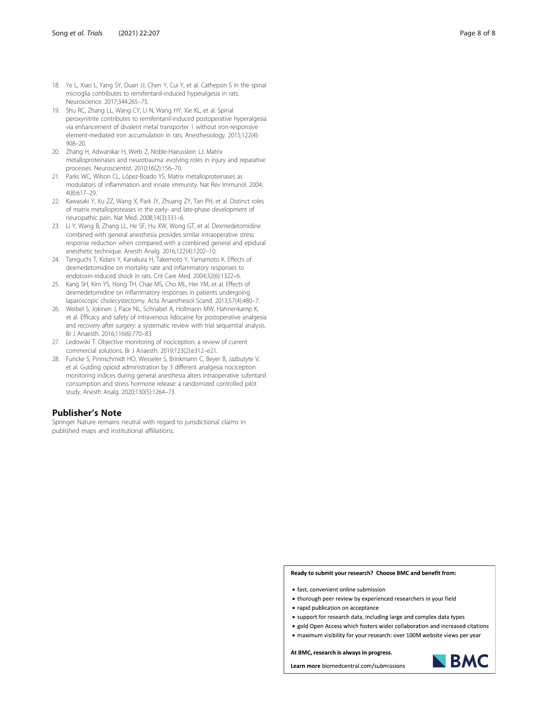18. Ye L, Xiao L, Yang SY, Duan JJ, Chen Y, Cui Y, et al. Cathepsin S in the spinal microglia contributes to remifentanil-induced hyperalgesia in rats. Neuroscience. 2017;344:265–75.
19. Shu RC, Zhang LL, Wang CY, Li N, Wang HY, Xie KL, et al. Spinal peroxynitrite contributes to remifentanil-induced postoperative hyperalgesia via enhancement of divalent metal transporter 1 without iron-responsive element-mediated iron accumulation in rats. Anesthesiology. 2015;122(4):908–20.
20. Zhang H, Adwanikar H, Werb Z, Noble-Haeusslein LJ. Matrix metalloproteinases and neurotrauma: evolving roles in injury and reparative processes. Neuroscientist. 2010;16(2):156–70.
21. Parks WC, Wilson CL, López-Boado YS. Matrix metalloproteinases as modulators of inflammation and innate immunity. Nat Rev Immunol. 2004;4(8):617–29.
22. Kawasaki Y, Xu ZZ, Wang X, Park JY, Zhuang ZY, Tan PH, et al. Distinct roles of matrix metalloproteases in the early- and late-phase development of neuropathic pain. Nat Med. 2008;14(3):331–6.
23. Li Y, Wang B, Zhang LL, He SF, Hu XW, Wong GT, et al. Dexmedetomidine combined with general anesthesia provides similar intraoperative stress response reduction when compared with a combined general and epidural anesthetic technique. Anesth Analg. 2016;122(4):1202–10.
24. Taniguchi T, Kidani Y, Kanakura H, Takemoto Y, Yamamoto K. Effects of dexmedetomidine on mortality rate and inflammatory responses to endotoxin-induced shock in rats. Crit Care Med. 2004;32(6):1322–6.
25. Kang SH, Kim YS, Hong TH, Chae MS, Cho ML, Her YM, et al. Effects of dexmedetomidine on inflammatory responses in patients undergoing laparoscopic cholecystectomy. Acta Anaesthesiol Scand. 2013;57(4):480–7.
26. Weibel S, Jokinen J, Pace NL, Schnabel A, Hollmann MW, Hahnenkamp K, et al. Efficacy and safety of intravenous lidocaine for postoperative analgesia and recovery after surgery: a systematic review with trial sequential analysis. Br J Anaesth. 2016;116(6):770–83.
27. Ledowski T. Objective monitoring of nociception: a review of current commercial solutions. Br J Anaesth. 2019;123(2):e312–e21.
28. Funcke S, Pinnschmidt HO, Wesseler S, Brinkmann C, Beyer B, Jazbutyte V, et al. Guiding opioid administration by 3 different analgesia nociception monitoring indices during general anesthesia alters intraoperative sufentanil consumption and stress hormone release: a randomized controlled pilot study. Anesth Analg. 2020;130(5):1264–73.

## Publisher's Note

Springer Nature remains neutral with regard to jurisdictional claims in published maps and institutional affiliations.

**Ready to submit your research? Choose BMC and benefit from:**

- fast, convenient online submission
- thorough peer review by experienced researchers in your field
- rapid publication on acceptance
- support for research data, including large and complex data types
- gold Open Access which fosters wider collaboration and increased citations
- maximum visibility for your research: over 100M website views per year

**At BMC, research is always in progress.**

**Learn more** biomedcentral.com/submissions